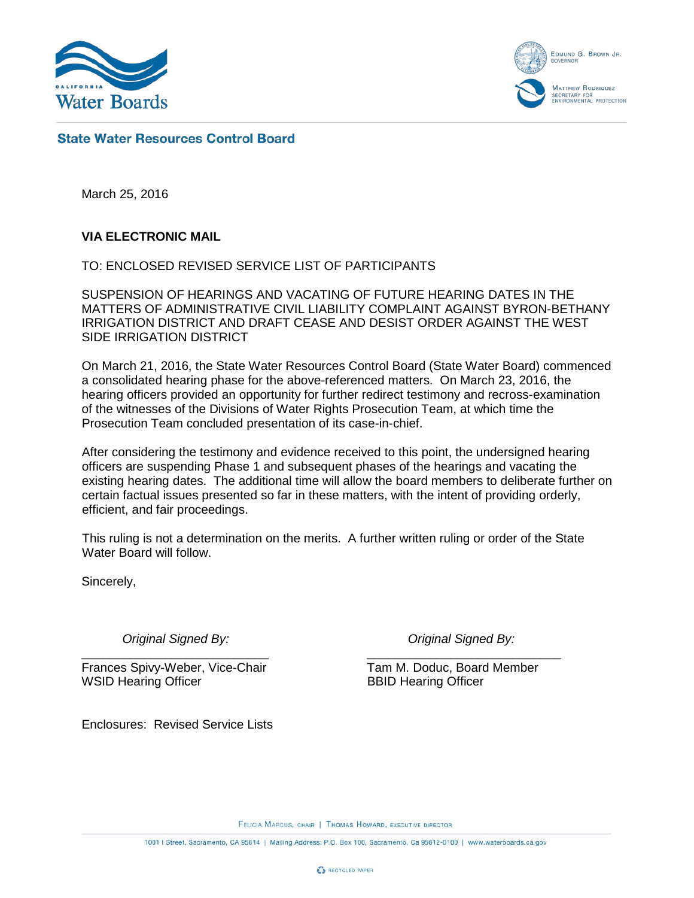**State Water Resources Control Board**

March 25, 2016

**VIA ELECTRONIC MAIL**

TO: ENCLOSED REVISED SERVICE LIST OF PARTICIPANTS

SUSPENSION OF HEARINGS AND VACATING OF FUTURE HEARING DATES IN THE MATTERS OF ADMINISTRATIVE CIVIL LIABILITY COMPLAINT AGAINST BYRON-BETHANY IRRIGATION DISTRICT AND DRAFT CEASE AND DESIST ORDER AGAINST THE WEST SIDE IRRIGATION DISTRICT

On March 21, 2016, the State Water Resources Control Board (State Water Board) commenced a consolidated hearing phase for the above-referenced matters. On March 23, 2016, the hearing officers provided an opportunity for further redirect testimony and recross-examination of the witnesses of the Divisions of Water Rights Prosecution Team, at which time the Prosecution Team concluded presentation of its case-in-chief.

After considering the testimony and evidence received to this point, the undersigned hearing officers are suspending Phase 1 and subsequent phases of the hearings and vacating the existing hearing dates. The additional time will allow the board members to deliberate further on certain factual issues presented so far in these matters, with the intent of providing orderly, efficient, and fair proceedings.

This ruling is not a determination on the merits. A further written ruling or order of the State Water Board will follow.

Sincerely,

*Original Signed By:*

Frances Spivy-Weber, Vice-Chair
WSID Hearing Officer

*Original Signed By:*

Tam M. Doduc, Board Member
BBID Hearing Officer

Enclosures: Revised Service Lists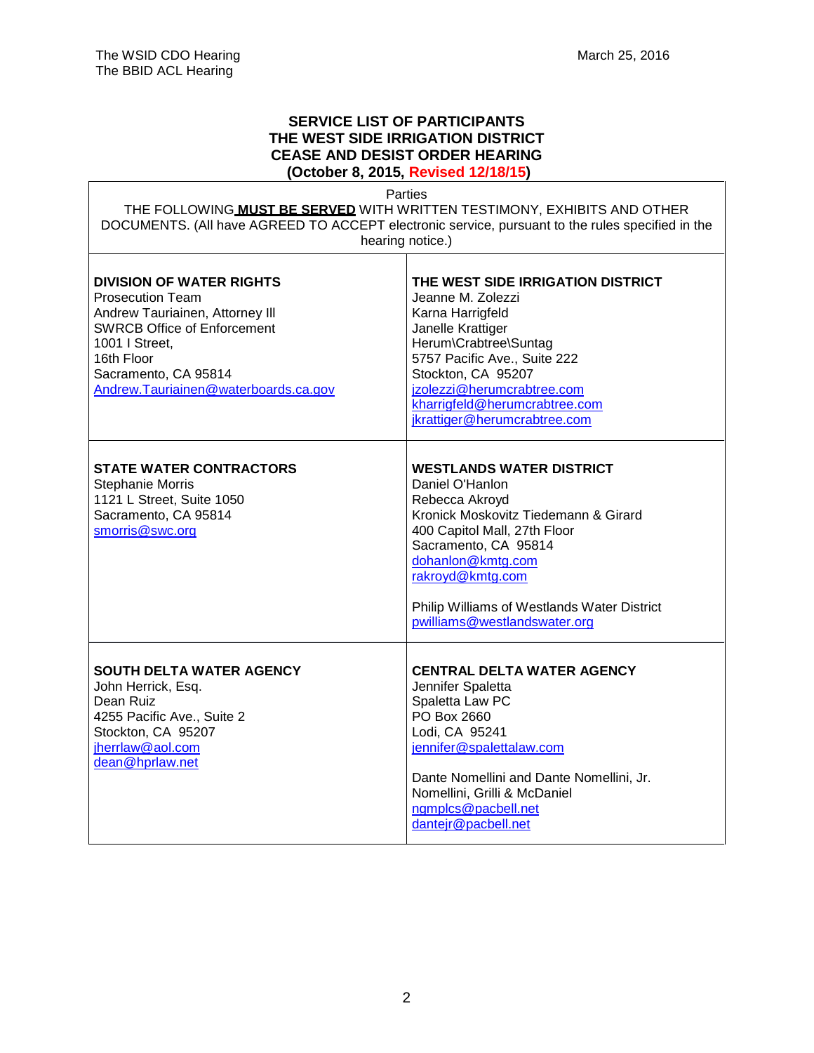**SERVICE LIST OF PARTICIPANTS**
**THE WEST SIDE IRRIGATION DISTRICT**
**CEASE AND DESIST ORDER HEARING**
**(October 8, 2015, Revised 12/18/15)**

| Parties | |
|---|---|
| THE FOLLOWING **MUST BE SERVED** WITH WRITTEN TESTIMONY, EXHIBITS AND OTHER DOCUMENTS. (All have AGREED TO ACCEPT electronic service, pursuant to the rules specified in the hearing notice.) | |
| **DIVISION OF WATER RIGHTS**<br>Prosecution Team<br>Andrew Tauriainen, Attorney III<br>SWRCB Office of Enforcement<br>1001 I Street,<br>16th Floor<br>Sacramento, CA 95814<br>Andrew.Tauriainen@waterboards.ca.gov | **THE WEST SIDE IRRIGATION DISTRICT**<br>Jeanne M. Zolezzi<br>Karna Harrigfeld<br>Janelle Krattiger<br>Herum\Crabtree\Suntag<br>5757 Pacific Ave., Suite 222<br>Stockton, CA 95207<br>jzolezzi@herumcrabtree.com<br>kharrigfeld@herumcrabtree.com<br>jkrattiger@herumcrabtree.com |
| **STATE WATER CONTRACTORS**<br>Stephanie Morris<br>1121 L Street, Suite 1050<br>Sacramento, CA 95814<br>smorris@swc.org | **WESTLANDS WATER DISTRICT**<br>Daniel O'Hanlon<br>Rebecca Akroyd<br>Kronick Moskovitz Tiedemann & Girard<br>400 Capitol Mall, 27th Floor<br>Sacramento, CA 95814<br>dohanlon@kmtg.com<br>rakroyd@kmtg.com<br><br>Philip Williams of Westlands Water District<br>pwilliams@westlandswater.org |
| **SOUTH DELTA WATER AGENCY**<br>John Herrick, Esq.<br>Dean Ruiz<br>4255 Pacific Ave., Suite 2<br>Stockton, CA 95207<br>jherrlaw@aol.com<br>dean@hprlaw.net | **CENTRAL DELTA WATER AGENCY**<br>Jennifer Spaletta<br>Spaletta Law PC<br>PO Box 2660<br>Lodi, CA 95241<br>jennifer@spalettalaw.com<br><br>Dante Nomellini and Dante Nomellini, Jr.<br>Nomellini, Grilli & McDaniel<br>ngmplcs@pacbell.net<br>dantejr@pacbell.net |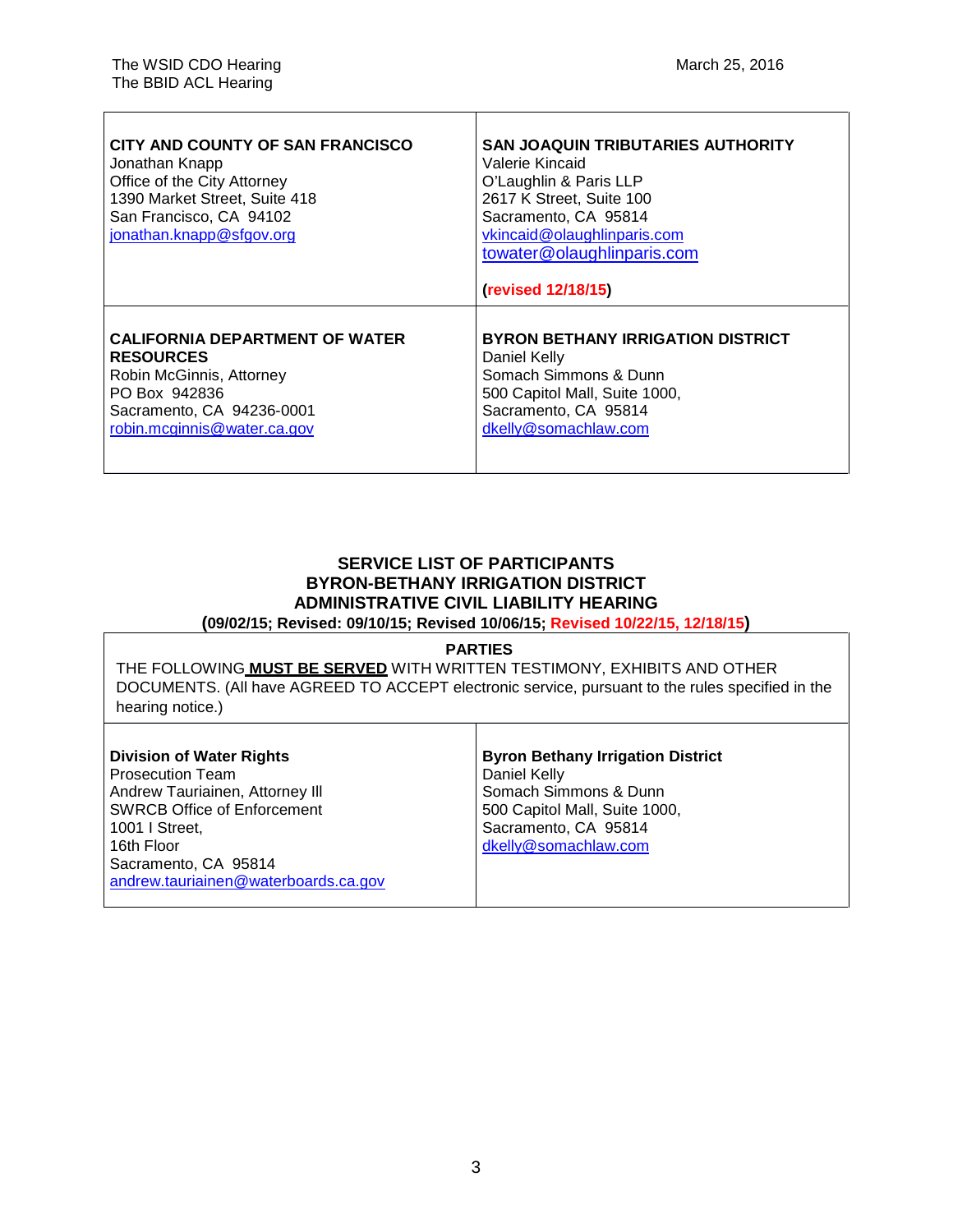| CITY AND COUNTY OF SAN FRANCISCO | SAN JOAQUIN TRIBUTARIES AUTHORITY |
|---|---|
| Jonathan Knapp<br>Office of the City Attorney<br>1390 Market Street, Suite 418<br>San Francisco, CA 94102<br>jonathan.knapp@sfgov.org | Valerie Kincaid<br>O'Laughlin & Paris LLP<br>2617 K Street, Suite 100<br>Sacramento, CA 95814<br>vkincaid@olaughlinparis.com<br>towater@olaughlinparis.com<br><br>**(revised 12/18/15)** |
| **CALIFORNIA DEPARTMENT OF WATER RESOURCES**<br>Robin McGinnis, Attorney<br>PO Box 942836<br>Sacramento, CA 94236-0001<br>robin.mcginnis@water.ca.gov | **BYRON BETHANY IRRIGATION DISTRICT**<br>Daniel Kelly<br>Somach Simmons & Dunn<br>500 Capitol Mall, Suite 1000,<br>Sacramento, CA 95814<br>dkelly@somachlaw.com |

## SERVICE LIST OF PARTICIPANTS
## BYRON-BETHANY IRRIGATION DISTRICT
## ADMINISTRATIVE CIVIL LIABILITY HEARING
**(09/02/15; Revised: 09/10/15; Revised 10/06/15; Revised 10/22/15, 12/18/15)**

**PARTIES**

THE FOLLOWING **MUST BE SERVED** WITH WRITTEN TESTIMONY, EXHIBITS AND OTHER DOCUMENTS. (All have AGREED TO ACCEPT electronic service, pursuant to the rules specified in the hearing notice.)

| Division of Water Rights | Byron Bethany Irrigation District |
|---|---|
| Prosecution Team<br>Andrew Tauriainen, Attorney III<br>SWRCB Office of Enforcement<br>1001 I Street,<br>16th Floor<br>Sacramento, CA 95814<br>andrew.tauriainen@waterboards.ca.gov | Daniel Kelly<br>Somach Simmons & Dunn<br>500 Capitol Mall, Suite 1000,<br>Sacramento, CA 95814<br>dkelly@somachlaw.com |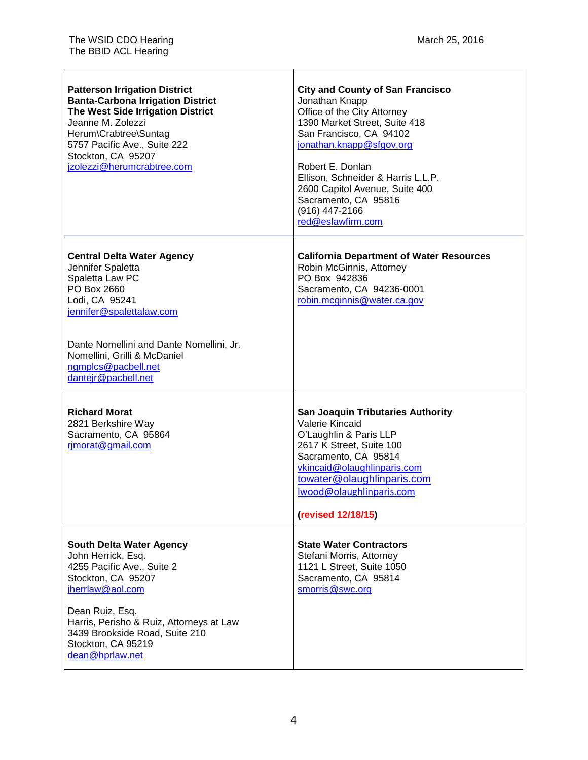| | |
|---|---|
| **Patterson Irrigation District**<br>**Banta-Carbona Irrigation District**<br>**The West Side Irrigation District**<br>Jeanne M. Zolezzi<br>Herum\Crabtree\Suntag<br>5757 Pacific Ave., Suite 222<br>Stockton, CA 95207<br>jzolezzi@herumcrabtree.com | **City and County of San Francisco**<br>Jonathan Knapp<br>Office of the City Attorney<br>1390 Market Street, Suite 418<br>San Francisco, CA 94102<br>jonathan.knapp@sfgov.org<br><br>Robert E. Donlan<br>Ellison, Schneider & Harris L.L.P.<br>2600 Capitol Avenue, Suite 400<br>Sacramento, CA 95816<br>(916) 447-2166<br>red@eslawfirm.com |
| **Central Delta Water Agency**<br>Jennifer Spaletta<br>Spaletta Law PC<br>PO Box 2660<br>Lodi, CA 95241<br>jennifer@spalettalaw.com<br><br>Dante Nomellini and Dante Nomellini, Jr.<br>Nomellini, Grilli & McDaniel<br>ngmplcs@pacbell.net<br>dantejr@pacbell.net | **California Department of Water Resources**<br>Robin McGinnis, Attorney<br>PO Box 942836<br>Sacramento, CA 94236-0001<br>robin.mcginnis@water.ca.gov |
| **Richard Morat**<br>2821 Berkshire Way<br>Sacramento, CA 95864<br>rjmorat@gmail.com | **San Joaquin Tributaries Authority**<br>Valerie Kincaid<br>O'Laughlin & Paris LLP<br>2617 K Street, Suite 100<br>Sacramento, CA 95814<br>vkincaid@olaughlinparis.com<br>towater@olaughlinparis.com<br>lwood@olaughlinparis.com<br><br>**(revised 12/18/15)** |
| **South Delta Water Agency**<br>John Herrick, Esq.<br>4255 Pacific Ave., Suite 2<br>Stockton, CA 95207<br>jherrlaw@aol.com<br><br>Dean Ruiz, Esq.<br>Harris, Perisho & Ruiz, Attorneys at Law<br>3439 Brookside Road, Suite 210<br>Stockton, CA 95219<br>dean@hprlaw.net | **State Water Contractors**<br>Stefani Morris, Attorney<br>1121 L Street, Suite 1050<br>Sacramento, CA 95814<br>smorris@swc.org |